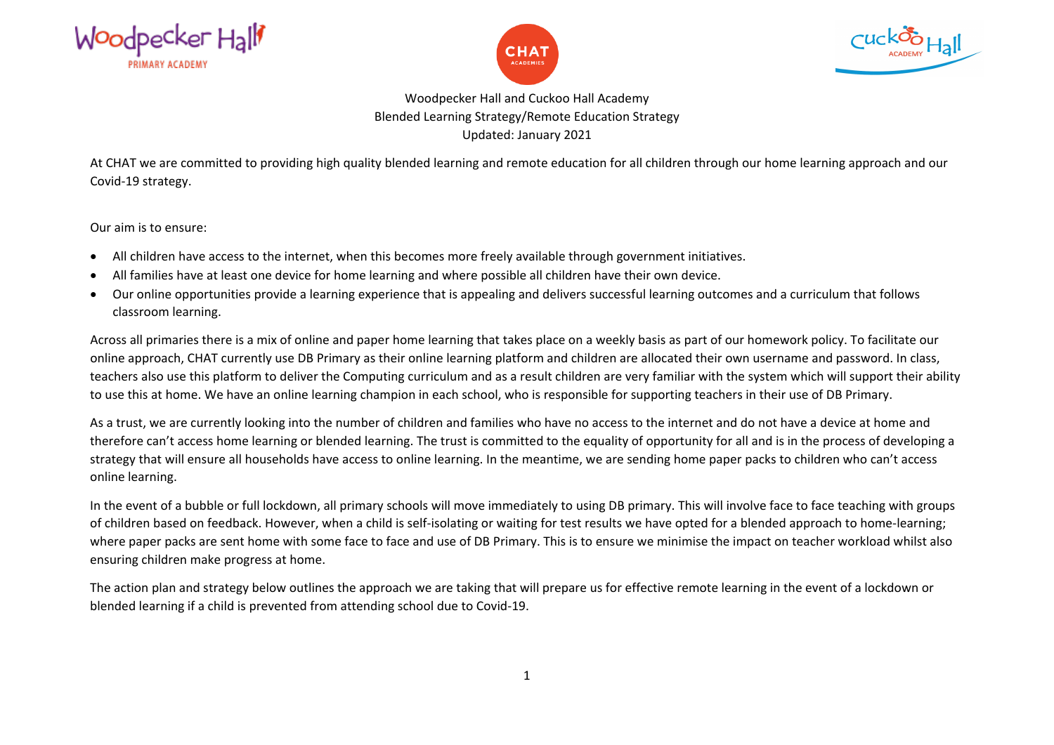# Woodpecker Hall and Cuckoo Hall Academy
## Blended Learning Strategy/Remote Education Strategy
### Updated: January 2021

At CHAT we are committed to providing high quality blended learning and remote education for all children through our home learning approach and our Covid-19 strategy.

Our aim is to ensure:

- All children have access to the internet, when this becomes more freely available through government initiatives.
- All families have at least one device for home learning and where possible all children have their own device.
- Our online opportunities provide a learning experience that is appealing and delivers successful learning outcomes and a curriculum that follows classroom learning.

Across all primaries there is a mix of online and paper home learning that takes place on a weekly basis as part of our homework policy. To facilitate our online approach, CHAT currently use DB Primary as their online learning platform and children are allocated their own username and password. In class, teachers also use this platform to deliver the Computing curriculum and as a result children are very familiar with the system which will support their ability to use this at home. We have an online learning champion in each school, who is responsible for supporting teachers in their use of DB Primary.

As a trust, we are currently looking into the number of children and families who have no access to the internet and do not have a device at home and therefore can't access home learning or blended learning. The trust is committed to the equality of opportunity for all and is in the process of developing a strategy that will ensure all households have access to online learning. In the meantime, we are sending home paper packs to children who can't access online learning.

In the event of a bubble or full lockdown, all primary schools will move immediately to using DB primary. This will involve face to face teaching with groups of children based on feedback. However, when a child is self-isolating or waiting for test results we have opted for a blended approach to home-learning; where paper packs are sent home with some face to face and use of DB Primary. This is to ensure we minimise the impact on teacher workload whilst also ensuring children make progress at home.

The action plan and strategy below outlines the approach we are taking that will prepare us for effective remote learning in the event of a lockdown or blended learning if a child is prevented from attending school due to Covid-19.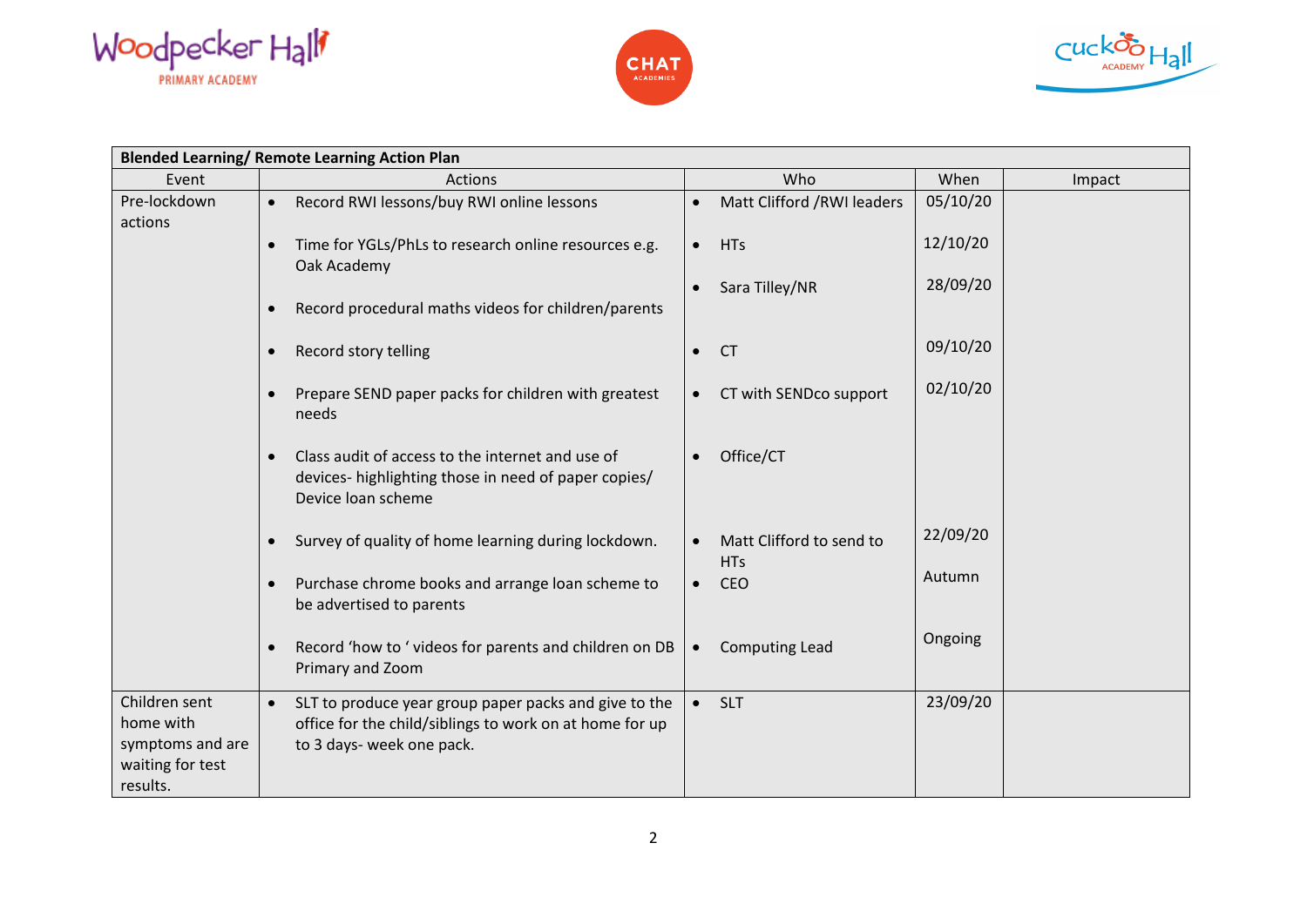| Blended Learning/ Remote Learning Action Plan | | | | |
|---|---|---|---|---|
| Event | Actions | Who | When | Impact |
| Pre-lockdown actions | • Record RWI lessons/buy RWI online lessons<br>• Time for YGLs/PhLs to research online resources e.g. Oak Academy<br>• Record procedural maths videos for children/parents<br>• Record story telling<br>• Prepare SEND paper packs for children with greatest needs<br>• Class audit of access to the internet and use of devices- highlighting those in need of paper copies/ Device loan scheme<br>• Survey of quality of home learning during lockdown.<br>• Purchase chrome books and arrange loan scheme to be advertised to parents<br>• Record 'how to ' videos for parents and children on DB Primary and Zoom | • Matt Clifford /RWI leaders<br>• HTs<br>• Sara Tilley/NR<br>• CT<br>• CT with SENDco support<br>• Office/CT<br>• Matt Clifford to send to HTs<br>• CEO<br>• Computing Lead | 05/10/20<br>12/10/20<br>28/09/20<br>09/10/20<br>02/10/20<br><br>22/09/20<br>Autumn<br>Ongoing | |
| Children sent home with symptoms and are waiting for test results. | • SLT to produce year group paper packs and give to the office for the child/siblings to work on at home for up to 3 days- week one pack. | • SLT | 23/09/20 | |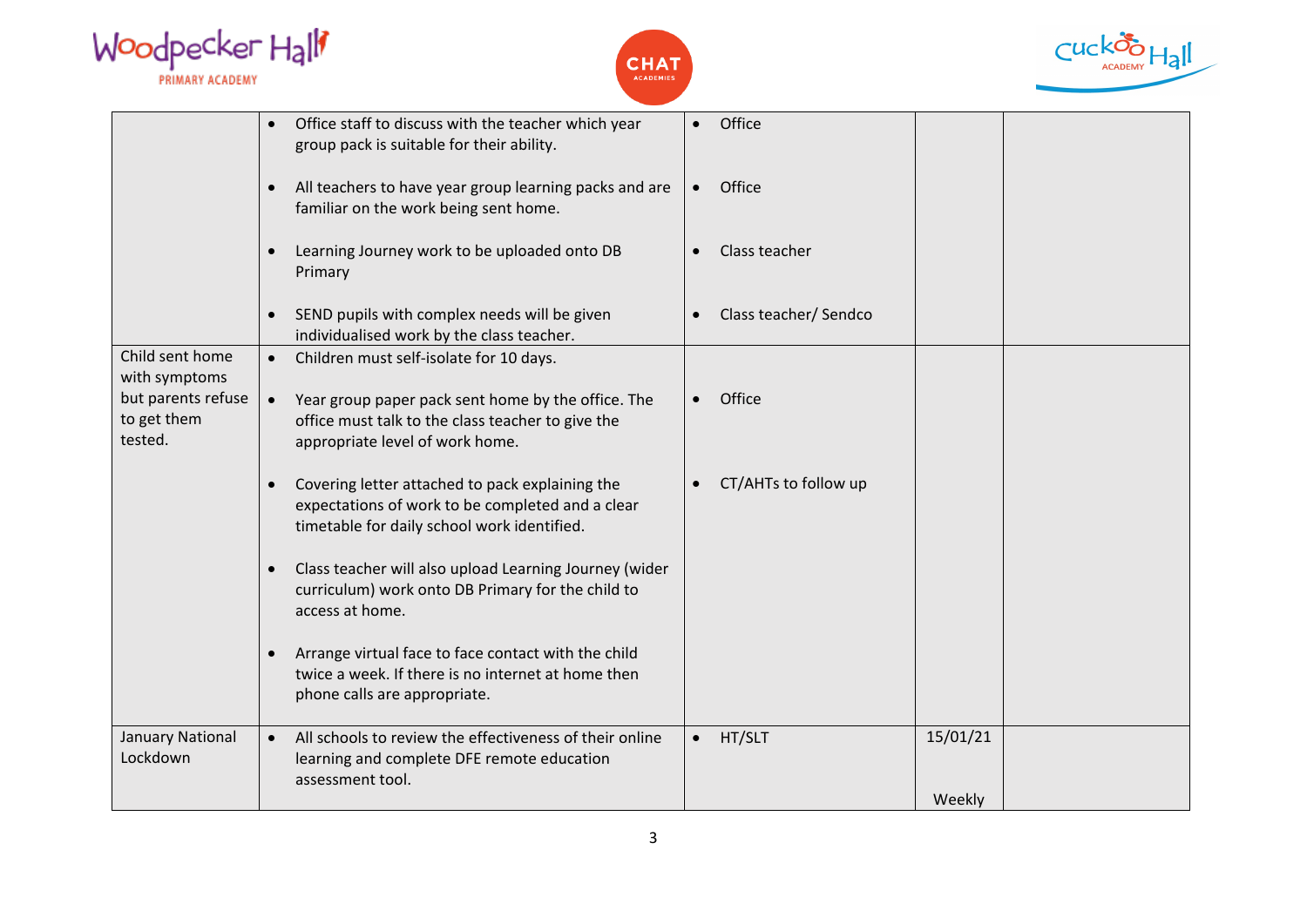| | | | | |
|---|---|---|---|---|
| | • Office staff to discuss with the teacher which year group pack is suitable for their ability.<br><br>• All teachers to have year group learning packs and are familiar on the work being sent home.<br><br>• Learning Journey work to be uploaded onto DB Primary<br><br>• SEND pupils with complex needs will be given individualised work by the class teacher. | • Office<br><br>• Office<br><br>• Class teacher<br><br>• Class teacher/ Sendco | | |
| Child sent home with symptoms but parents refuse to get them tested. | • Children must self-isolate for 10 days.<br><br>• Year group paper pack sent home by the office. The office must talk to the class teacher to give the appropriate level of work home.<br><br>• Covering letter attached to pack explaining the expectations of work to be completed and a clear timetable for daily school work identified.<br><br>• Class teacher will also upload Learning Journey (wider curriculum) work onto DB Primary for the child to access at home.<br><br>• Arrange virtual face to face contact with the child twice a week. If there is no internet at home then phone calls are appropriate. | • Office<br><br>• CT/AHTs to follow up | | |
| January National Lockdown | • All schools to review the effectiveness of their online learning and complete DFE remote education assessment tool. | • HT/SLT | 15/01/21<br><br>Weekly | |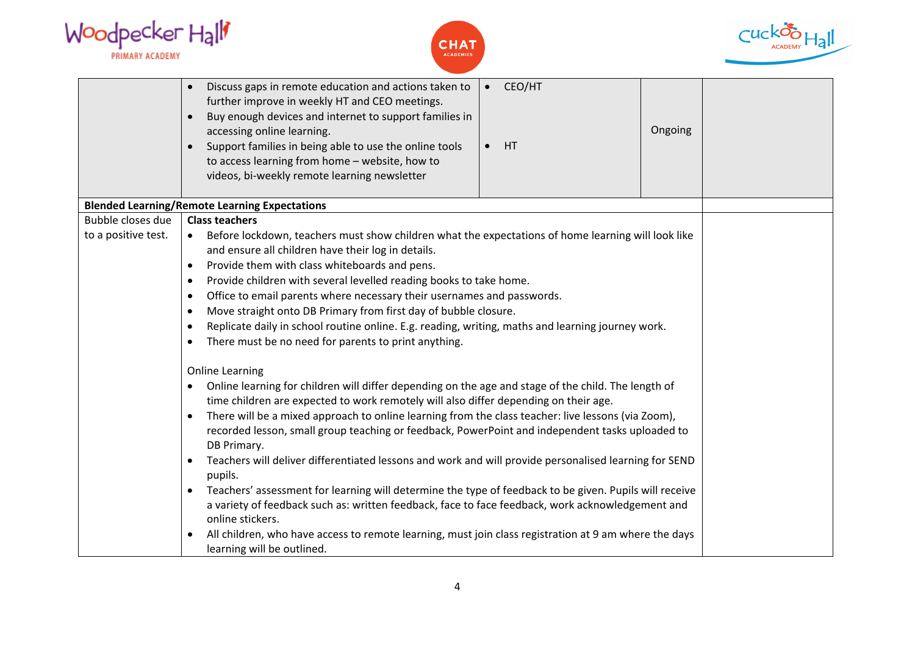| | | | | |
|---|---|---|---|---|
| | • Discuss gaps in remote education and actions taken to further improve in weekly HT and CEO meetings.<br>• Buy enough devices and internet to support families in accessing online learning.<br>• Support families in being able to use the online tools to access learning from home – website, how to videos, bi-weekly remote learning newsletter | • CEO/HT<br><br>• HT | Ongoing | |
| **Blended Learning/Remote Learning Expectations** | | | | |
| Bubble closes due to a positive test. | **Class teachers**<br>• Before lockdown, teachers must show children what the expectations of home learning will look like and ensure all children have their log in details.<br>• Provide them with class whiteboards and pens.<br>• Provide children with several levelled reading books to take home.<br>• Office to email parents where necessary their usernames and passwords.<br>• Move straight onto DB Primary from first day of bubble closure.<br>• Replicate daily in school routine online. E.g. reading, writing, maths and learning journey work.<br>• There must be no need for parents to print anything.<br><br>Online Learning<br>• Online learning for children will differ depending on the age and stage of the child. The length of time children are expected to work remotely will also differ depending on their age.<br>• There will be a mixed approach to online learning from the class teacher: live lessons (via Zoom), recorded lesson, small group teaching or feedback, PowerPoint and independent tasks uploaded to DB Primary.<br>• Teachers will deliver differentiated lessons and work and will provide personalised learning for SEND pupils.<br>• Teachers' assessment for learning will determine the type of feedback to be given. Pupils will receive a variety of feedback such as: written feedback, face to face feedback, work acknowledgement and online stickers.<br>• All children, who have access to remote learning, must join class registration at 9 am where the days learning will be outlined. | | | |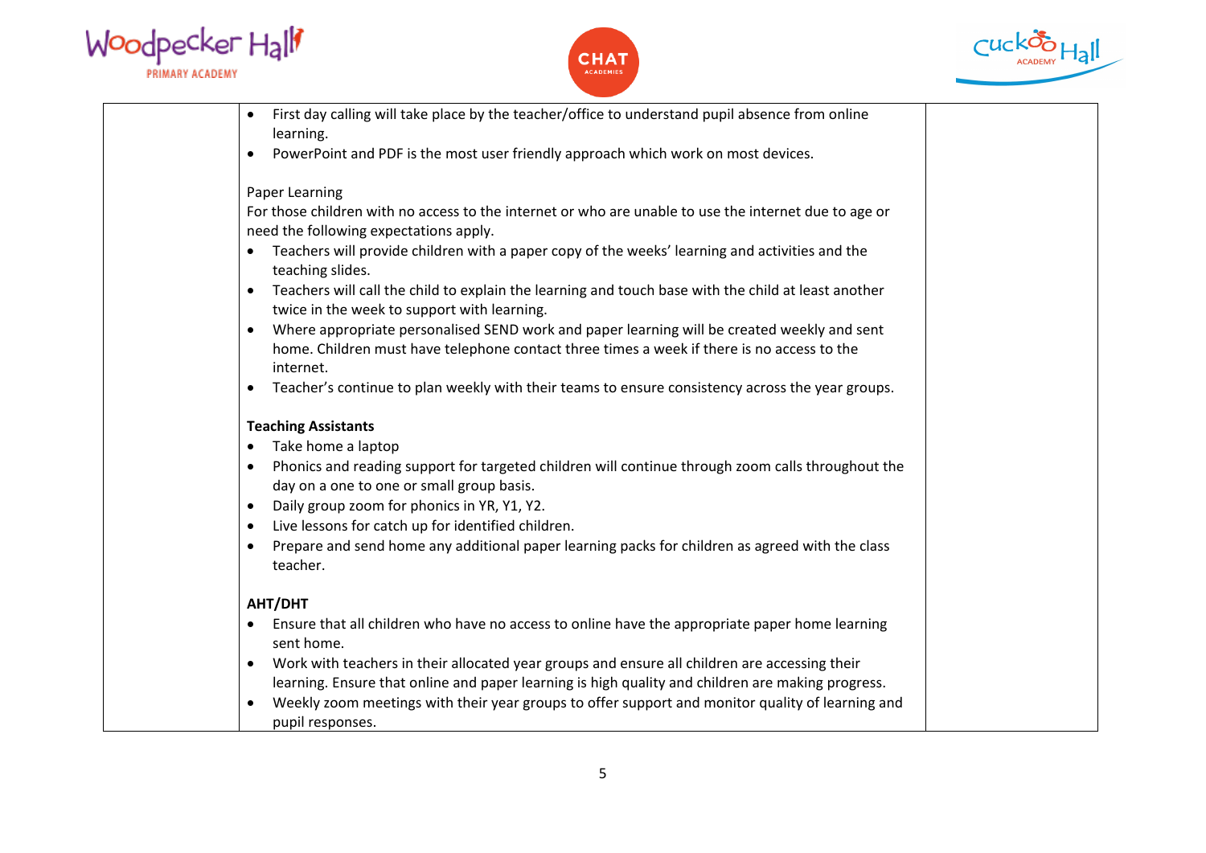| | | |
|---|---|---|
| | • First day calling will take place by the teacher/office to understand pupil absence from online learning.<br>• PowerPoint and PDF is the most user friendly approach which work on most devices.<br><br>Paper Learning<br>For those children with no access to the internet or who are unable to use the internet due to age or need the following expectations apply.<br>• Teachers will provide children with a paper copy of the weeks' learning and activities and the teaching slides.<br>• Teachers will call the child to explain the learning and touch base with the child at least another twice in the week to support with learning.<br>• Where appropriate personalised SEND work and paper learning will be created weekly and sent home. Children must have telephone contact three times a week if there is no access to the internet.<br>• Teacher's continue to plan weekly with their teams to ensure consistency across the year groups.<br><br>**Teaching Assistants**<br>• Take home a laptop<br>• Phonics and reading support for targeted children will continue through zoom calls throughout the day on a one to one or small group basis.<br>• Daily group zoom for phonics in YR, Y1, Y2.<br>• Live lessons for catch up for identified children.<br>• Prepare and send home any additional paper learning packs for children as agreed with the class teacher.<br><br>**AHT/DHT**<br>• Ensure that all children who have no access to online have the appropriate paper home learning sent home.<br>• Work with teachers in their allocated year groups and ensure all children are accessing their learning. Ensure that online and paper learning is high quality and children are making progress.<br>• Weekly zoom meetings with their year groups to offer support and monitor quality of learning and pupil responses. | |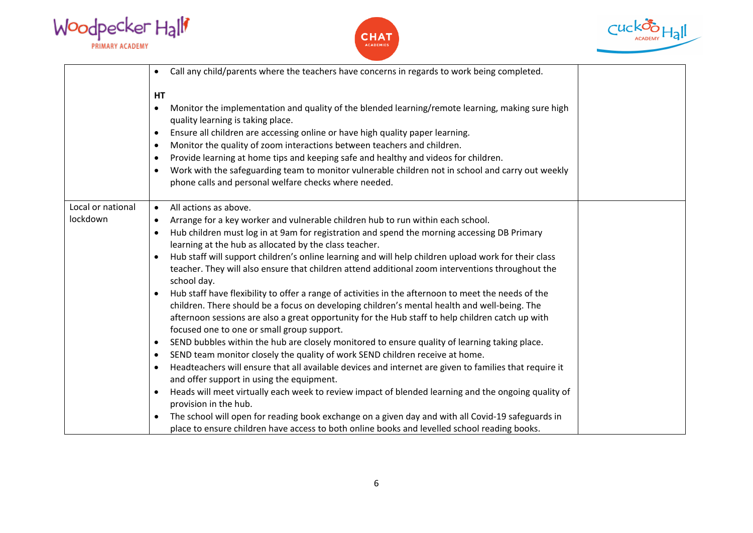| | | |
|---|---|---|
| | • Call any child/parents where the teachers have concerns in regards to work being completed.<br><br>**HT**<br>• Monitor the implementation and quality of the blended learning/remote learning, making sure high quality learning is taking place.<br>• Ensure all children are accessing online or have high quality paper learning.<br>• Monitor the quality of zoom interactions between teachers and children.<br>• Provide learning at home tips and keeping safe and healthy and videos for children.<br>• Work with the safeguarding team to monitor vulnerable children not in school and carry out weekly phone calls and personal welfare checks where needed. | |
| Local or national lockdown | • All actions as above.<br>• Arrange for a key worker and vulnerable children hub to run within each school.<br>• Hub children must log in at 9am for registration and spend the morning accessing DB Primary learning at the hub as allocated by the class teacher.<br>• Hub staff will support children's online learning and will help children upload work for their class teacher. They will also ensure that children attend additional zoom interventions throughout the school day.<br>• Hub staff have flexibility to offer a range of activities in the afternoon to meet the needs of the children. There should be a focus on developing children's mental health and well-being. The afternoon sessions are also a great opportunity for the Hub staff to help children catch up with focused one to one or small group support.<br>• SEND bubbles within the hub are closely monitored to ensure quality of learning taking place.<br>• SEND team monitor closely the quality of work SEND children receive at home.<br>• Headteachers will ensure that all available devices and internet are given to families that require it and offer support in using the equipment.<br>• Heads will meet virtually each week to review impact of blended learning and the ongoing quality of provision in the hub.<br>• The school will open for reading book exchange on a given day and with all Covid-19 safeguards in place to ensure children have access to both online books and levelled school reading books. | |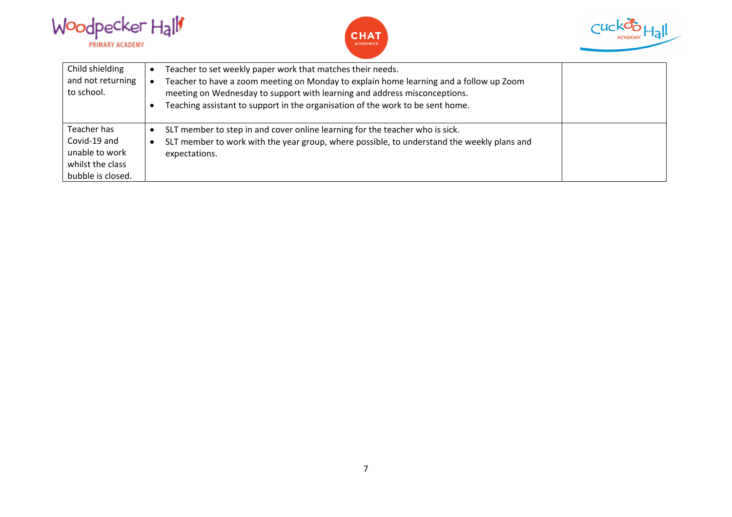| | | |
|---|---|---|
| Child shielding and not returning to school. | • Teacher to set weekly paper work that matches their needs.<br>• Teacher to have a zoom meeting on Monday to explain home learning and a follow up Zoom meeting on Wednesday to support with learning and address misconceptions.<br>• Teaching assistant to support in the organisation of the work to be sent home. | |
| Teacher has Covid-19 and unable to work whilst the class bubble is closed. | • SLT member to step in and cover online learning for the teacher who is sick.<br>• SLT member to work with the year group, where possible, to understand the weekly plans and expectations. | |